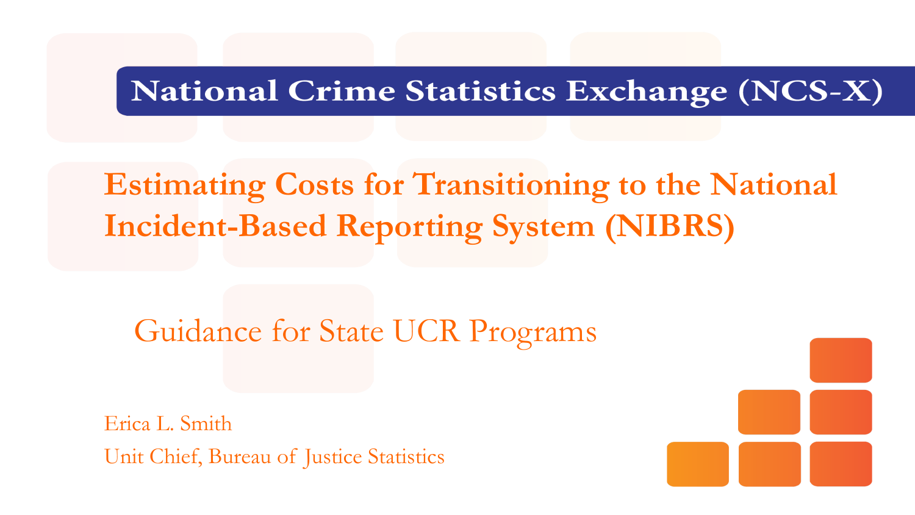# National Crime Statistics Exchange (NCS-X)

## Estimating Costs for Transitioning to the National Incident-Based Reporting System (NIBRS)

### Guidance for State UCR Programs

Erica L. Smith

Unit Chief, Bureau of Justice Statistics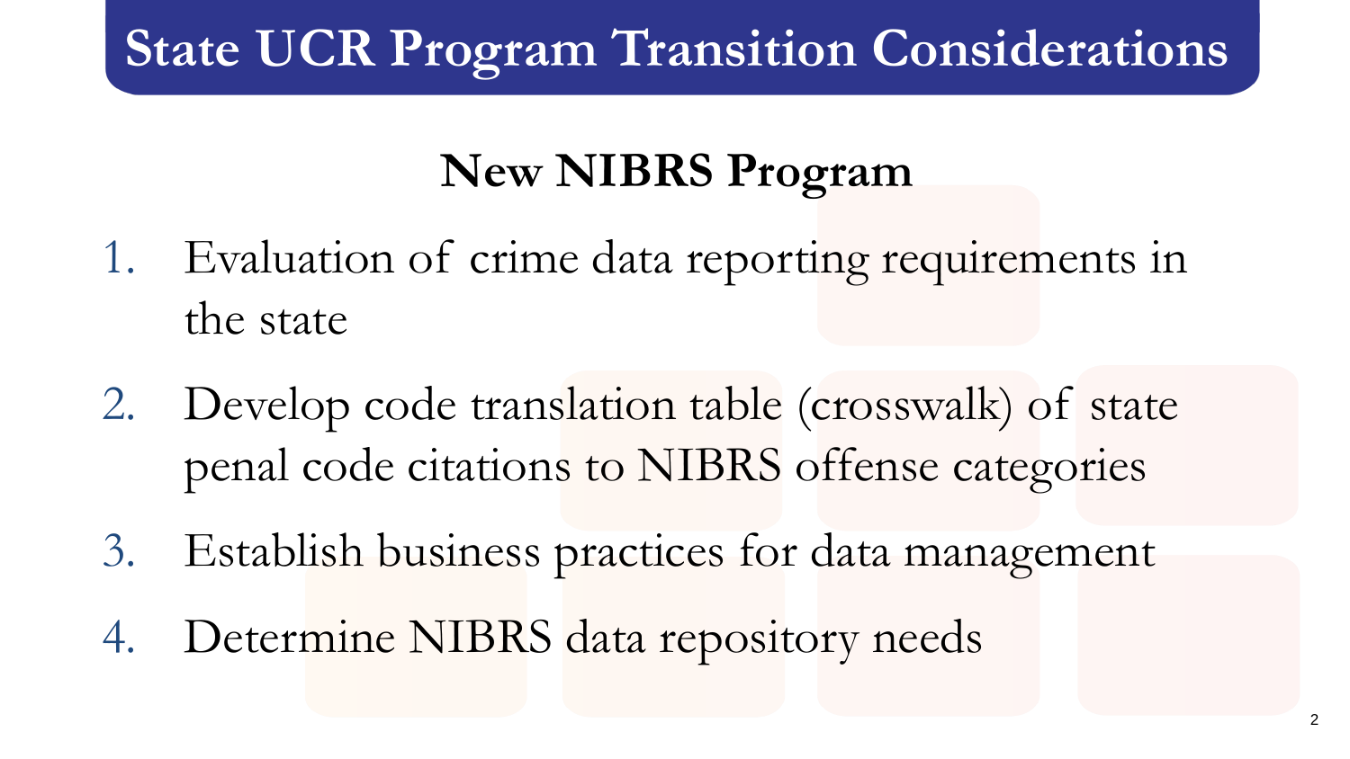# State UCR Program Transition Considerations

## New NIBRS Program

1. Evaluation of crime data reporting requirements in the state
2. Develop code translation table (crosswalk) of state penal code citations to NIBRS offense categories
3. Establish business practices for data management
4. Determine NIBRS data repository needs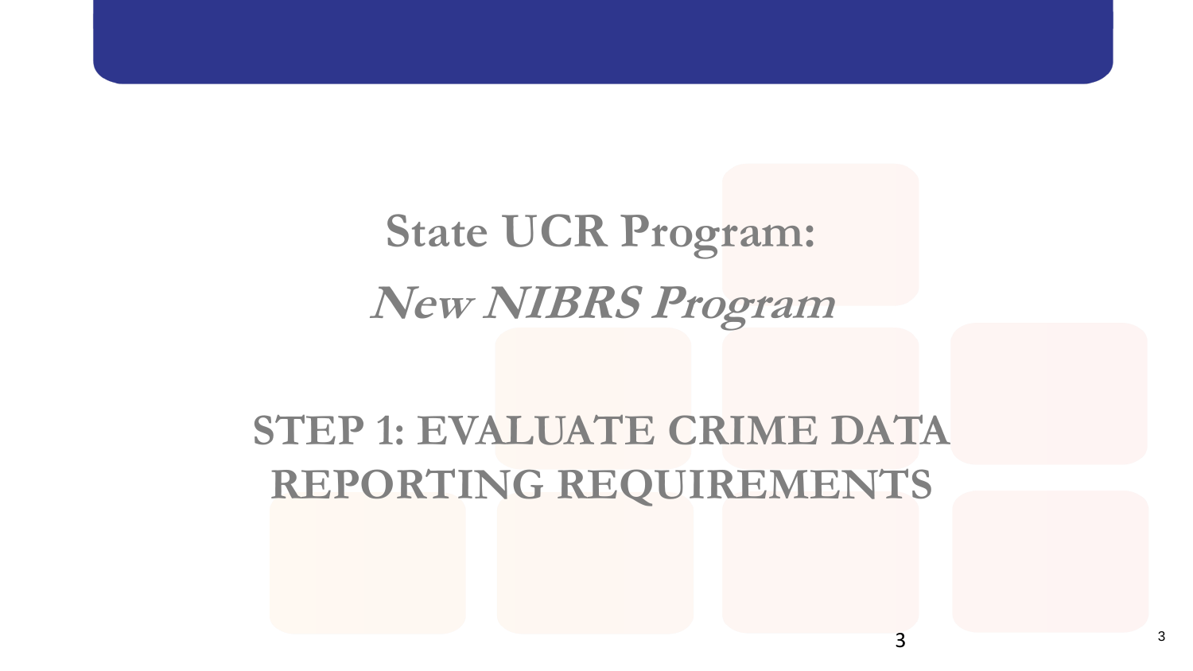# State UCR Program:

## *New NIBRS Program*

## STEP 1: EVALUATE CRIME DATA REPORTING REQUIREMENTS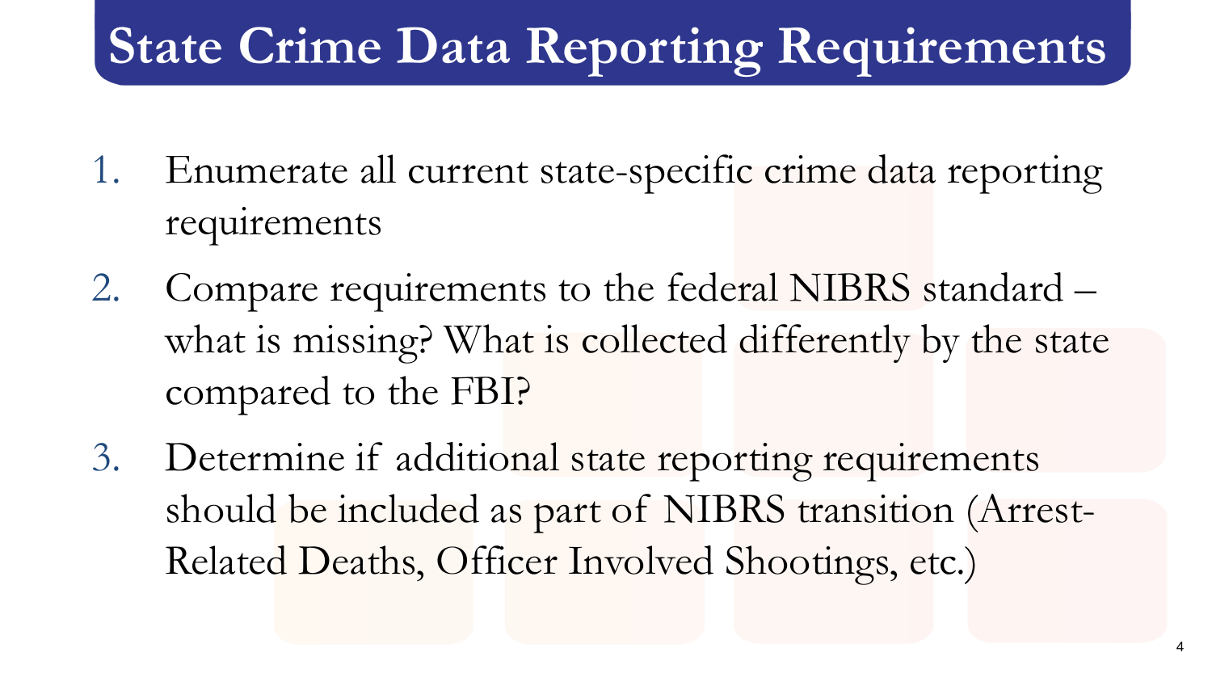# State Crime Data Reporting Requirements

1. Enumerate all current state-specific crime data reporting requirements
2. Compare requirements to the federal NIBRS standard – what is missing? What is collected differently by the state compared to the FBI?
3. Determine if additional state reporting requirements should be included as part of NIBRS transition (Arrest-Related Deaths, Officer Involved Shootings, etc.)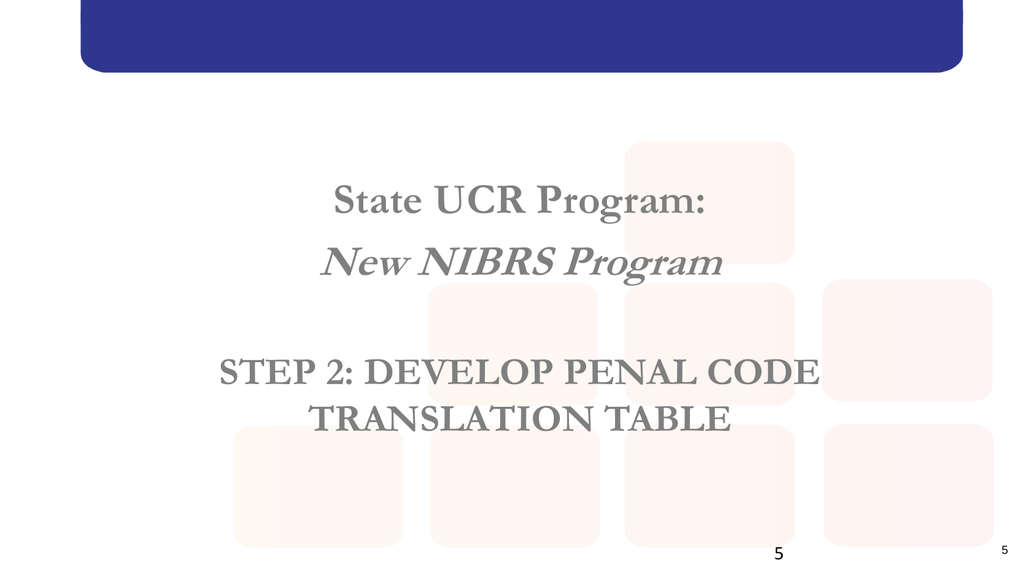# State UCR Program:

## *New NIBRS Program*

## STEP 2: DEVELOP PENAL CODE TRANSLATION TABLE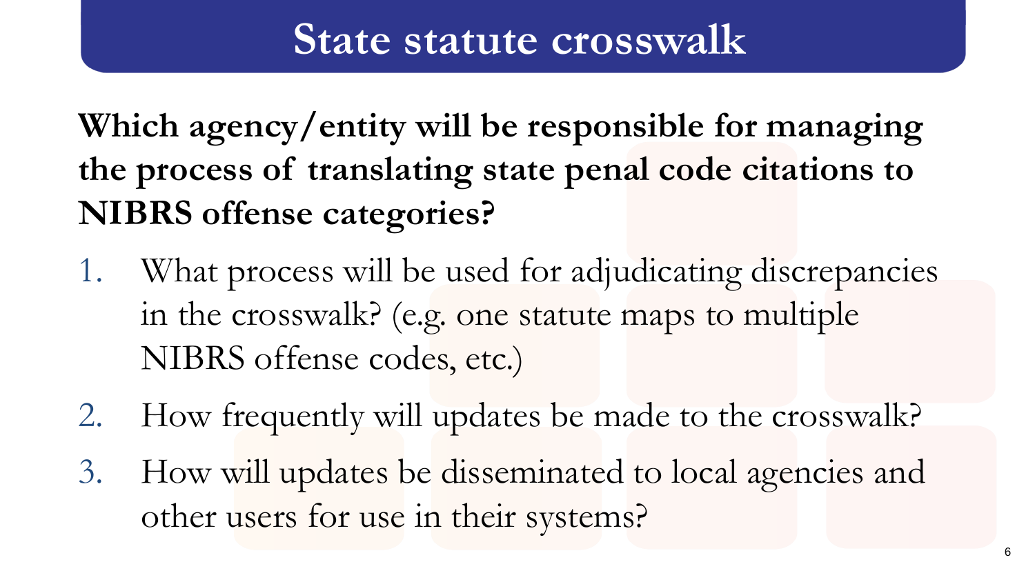# State statute crosswalk

**Which agency/entity will be responsible for managing the process of translating state penal code citations to NIBRS offense categories?**

1. What process will be used for adjudicating discrepancies in the crosswalk? (e.g. one statute maps to multiple NIBRS offense codes, etc.)
2. How frequently will updates be made to the crosswalk?
3. How will updates be disseminated to local agencies and other users for use in their systems?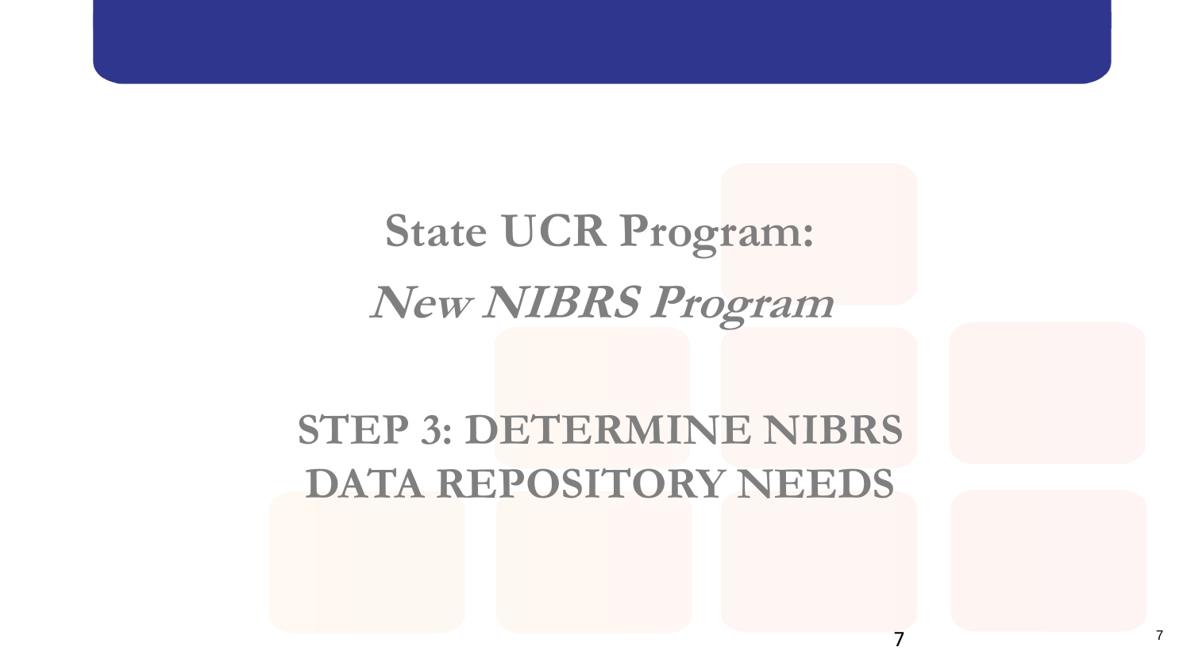# State UCR Program:

## *New NIBRS Program*

## STEP 3: DETERMINE NIBRS DATA REPOSITORY NEEDS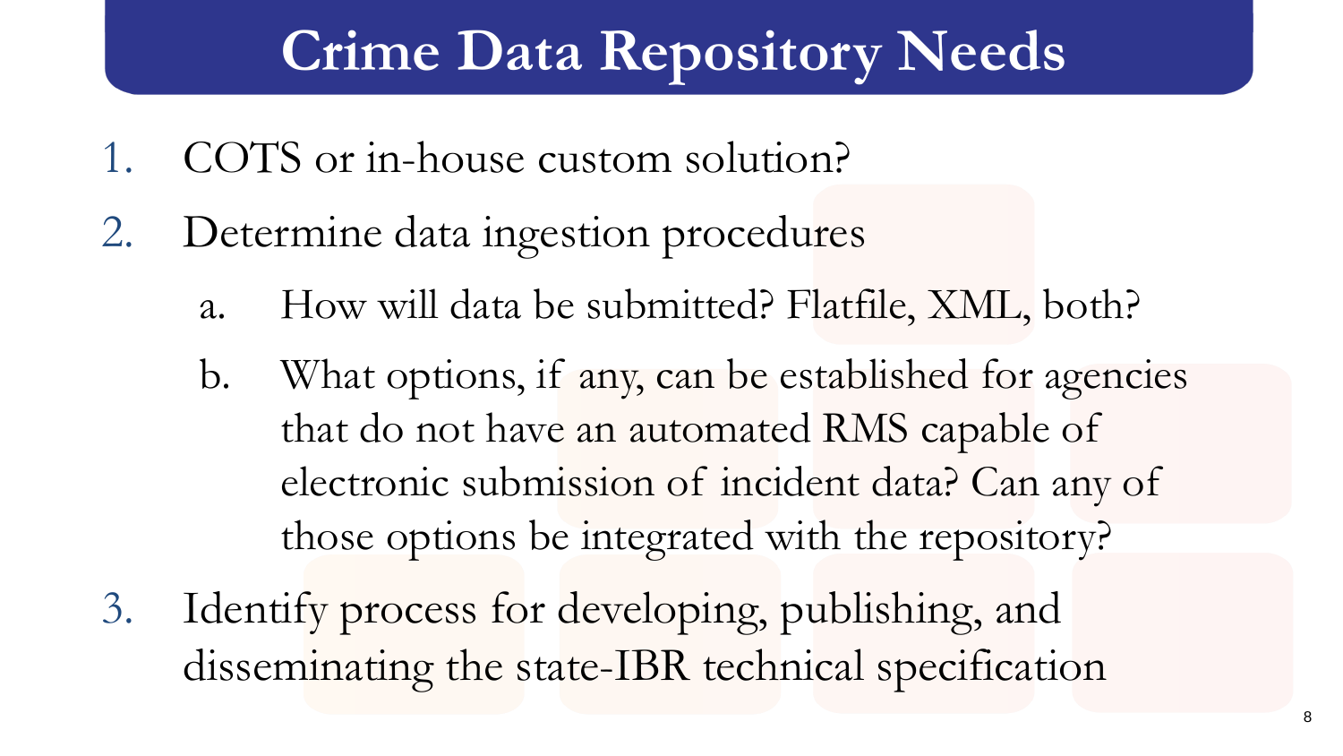# Crime Data Repository Needs

1. COTS or in-house custom solution?
2. Determine data ingestion procedures
    a. How will data be submitted? Flatfile, XML, both?
    b. What options, if any, can be established for agencies that do not have an automated RMS capable of electronic submission of incident data? Can any of those options be integrated with the repository?
3. Identify process for developing, publishing, and disseminating the state-IBR technical specification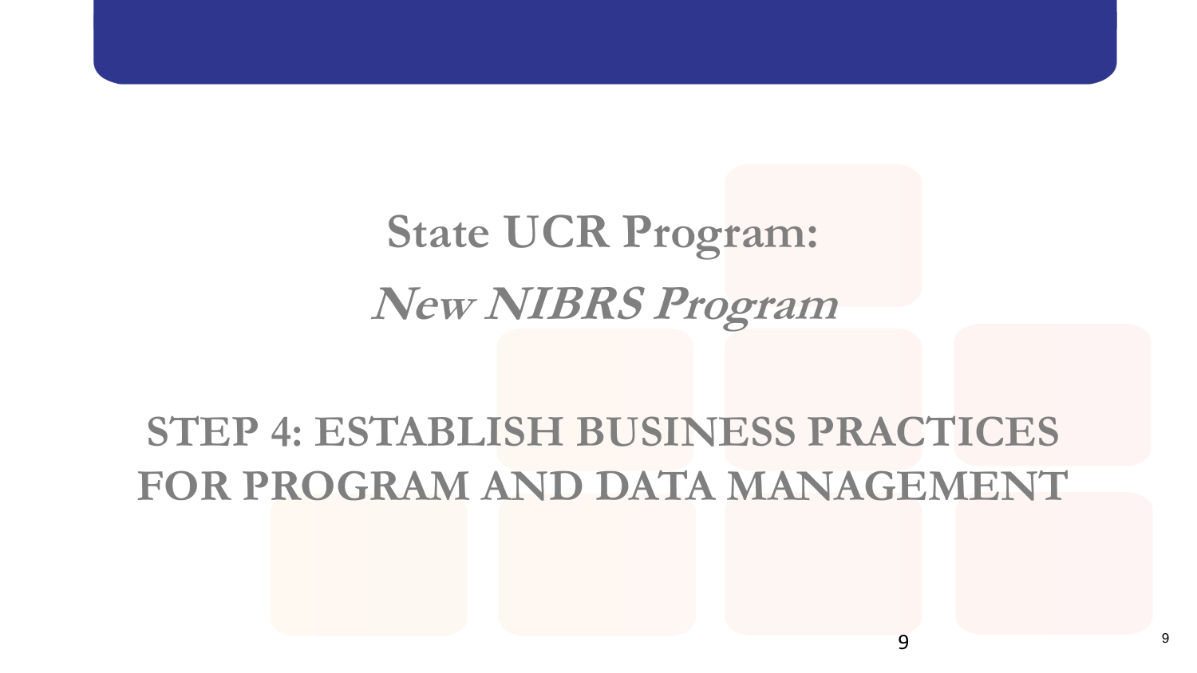# State UCR Program:

## *New NIBRS Program*

## STEP 4: ESTABLISH BUSINESS PRACTICES FOR PROGRAM AND DATA MANAGEMENT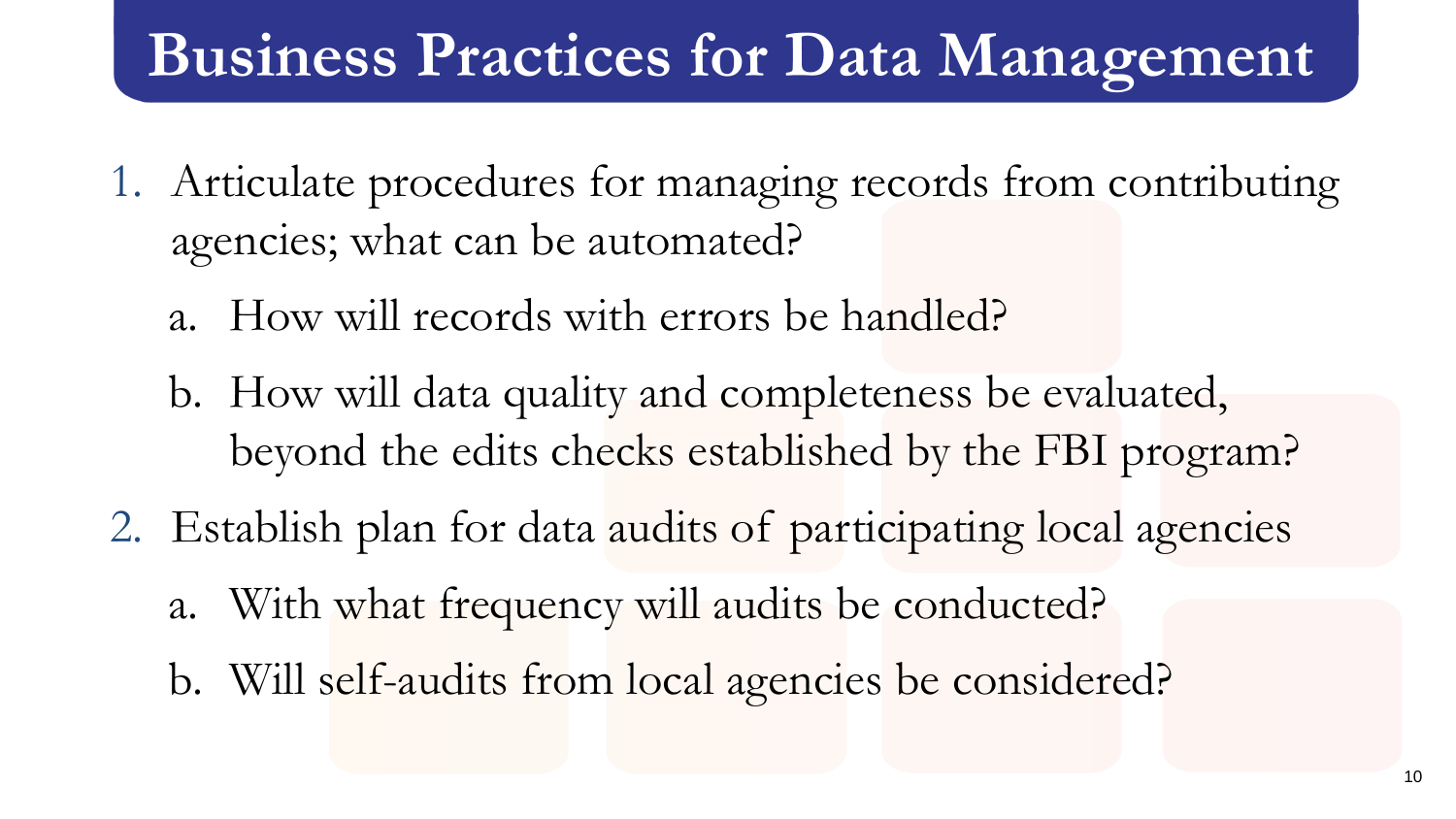# Business Practices for Data Management

1. Articulate procedures for managing records from contributing agencies; what can be automated?
   a. How will records with errors be handled?
   b. How will data quality and completeness be evaluated, beyond the edits checks established by the FBI program?
2. Establish plan for data audits of participating local agencies
   a. With what frequency will audits be conducted?
   b. Will self-audits from local agencies be considered?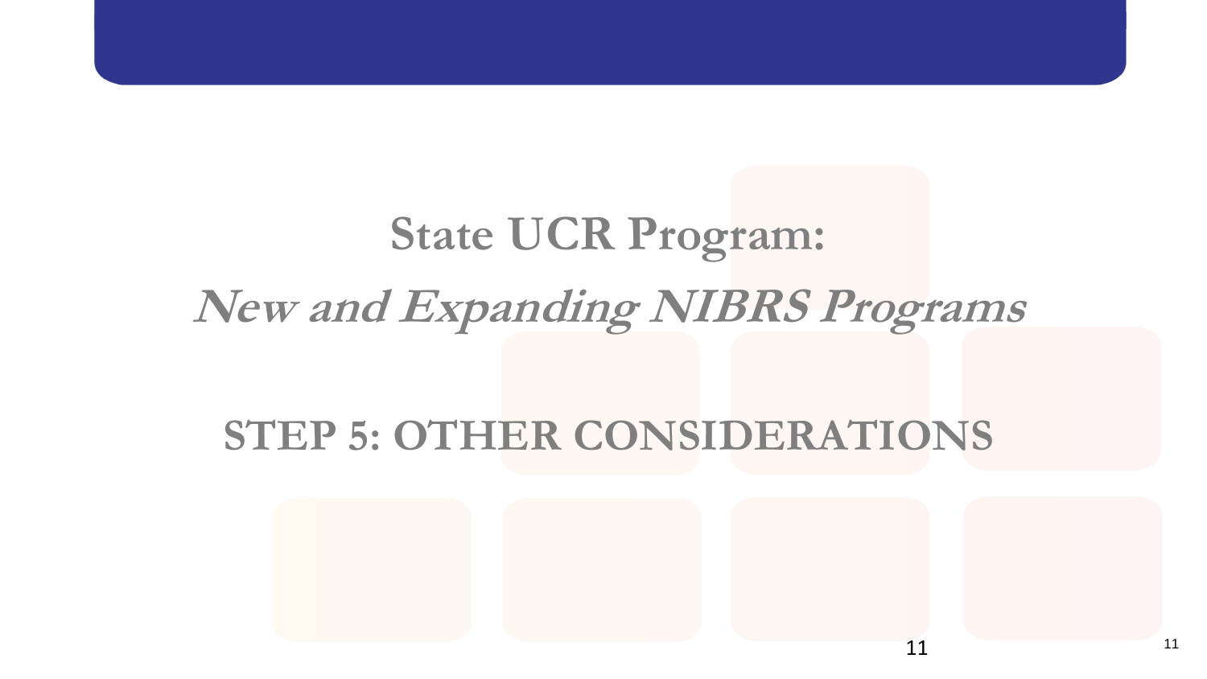# State UCR Program:

## *New and Expanding NIBRS Programs*

## STEP 5: OTHER CONSIDERATIONS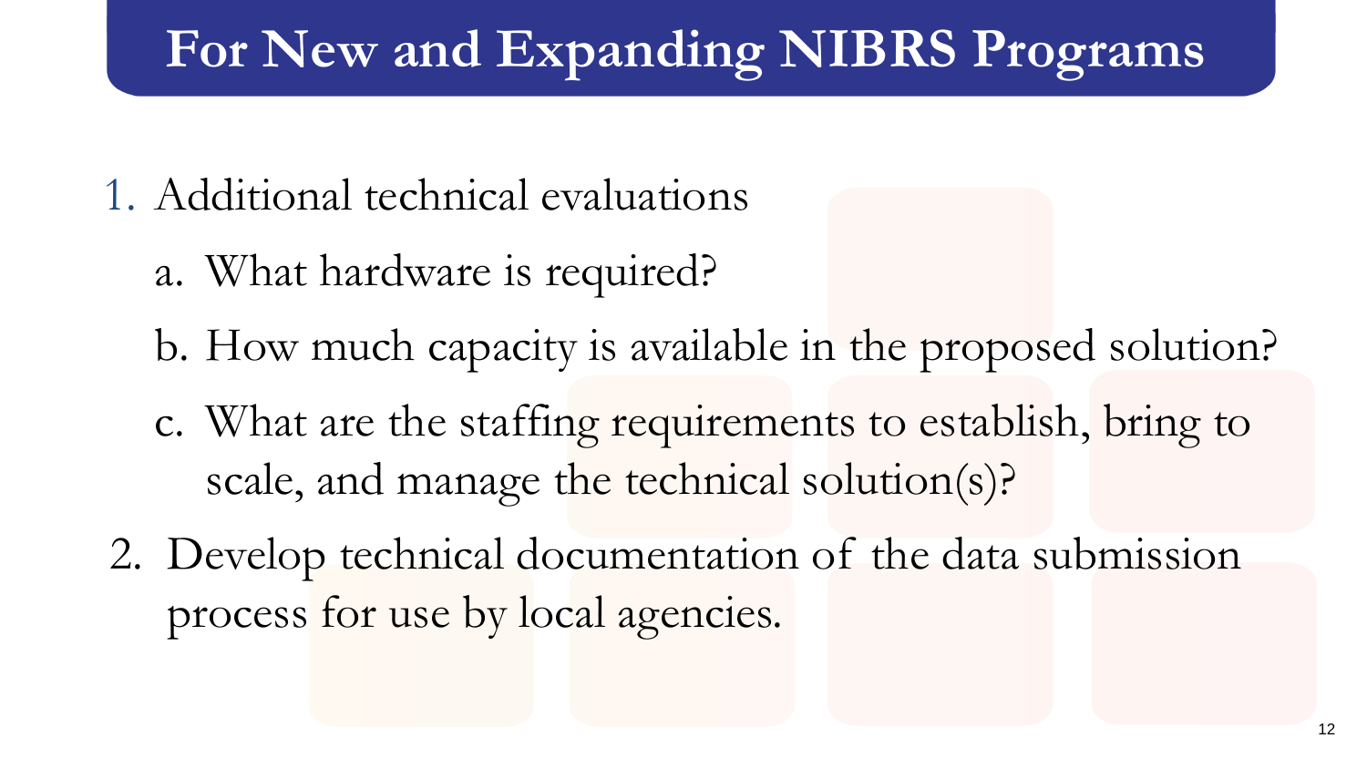# For New and Expanding NIBRS Programs

1. Additional technical evaluations
   a. What hardware is required?
   b. How much capacity is available in the proposed solution?
   c. What are the staffing requirements to establish, bring to scale, and manage the technical solution(s)?
2. Develop technical documentation of the data submission process for use by local agencies.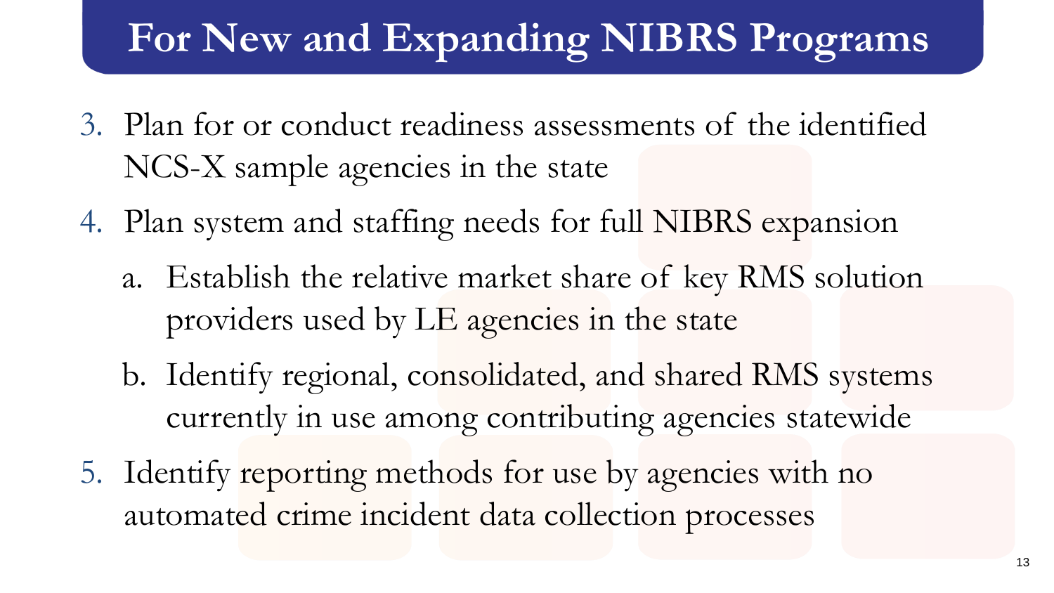# For New and Expanding NIBRS Programs

3. Plan for or conduct readiness assessments of the identified NCS-X sample agencies in the state
4. Plan system and staffing needs for full NIBRS expansion
   a. Establish the relative market share of key RMS solution providers used by LE agencies in the state
   b. Identify regional, consolidated, and shared RMS systems currently in use among contributing agencies statewide
5. Identify reporting methods for use by agencies with no automated crime incident data collection processes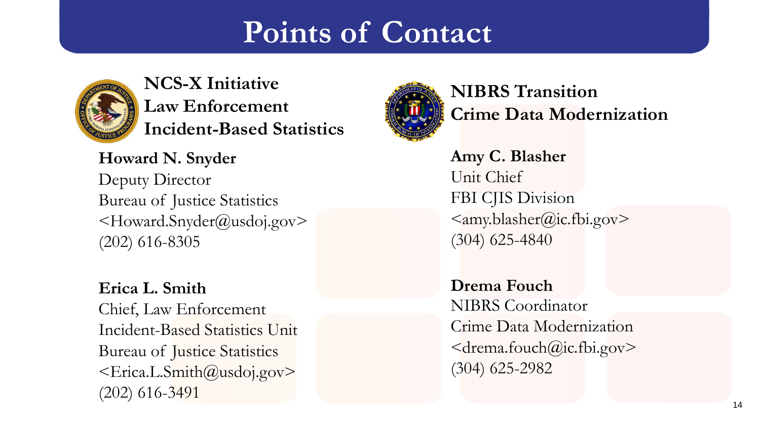# Points of Contact

**NCS-X Initiative**
**Law Enforcement**
**Incident-Based Statistics**

**Howard N. Snyder**
Deputy Director
Bureau of Justice Statistics
<Howard.Snyder@usdoj.gov>
(202) 616-8305

**Erica L. Smith**
Chief, Law Enforcement
Incident-Based Statistics Unit
Bureau of Justice Statistics
<Erica.L.Smith@usdoj.gov>
(202) 616-3491

**NIBRS Transition**
**Crime Data Modernization**

**Amy C. Blasher**
Unit Chief
FBI CJIS Division
<amy.blasher@ic.fbi.gov>
(304) 625-4840

**Drema Fouch**
NIBRS Coordinator
Crime Data Modernization
<drema.fouch@ic.fbi.gov>
(304) 625-2982